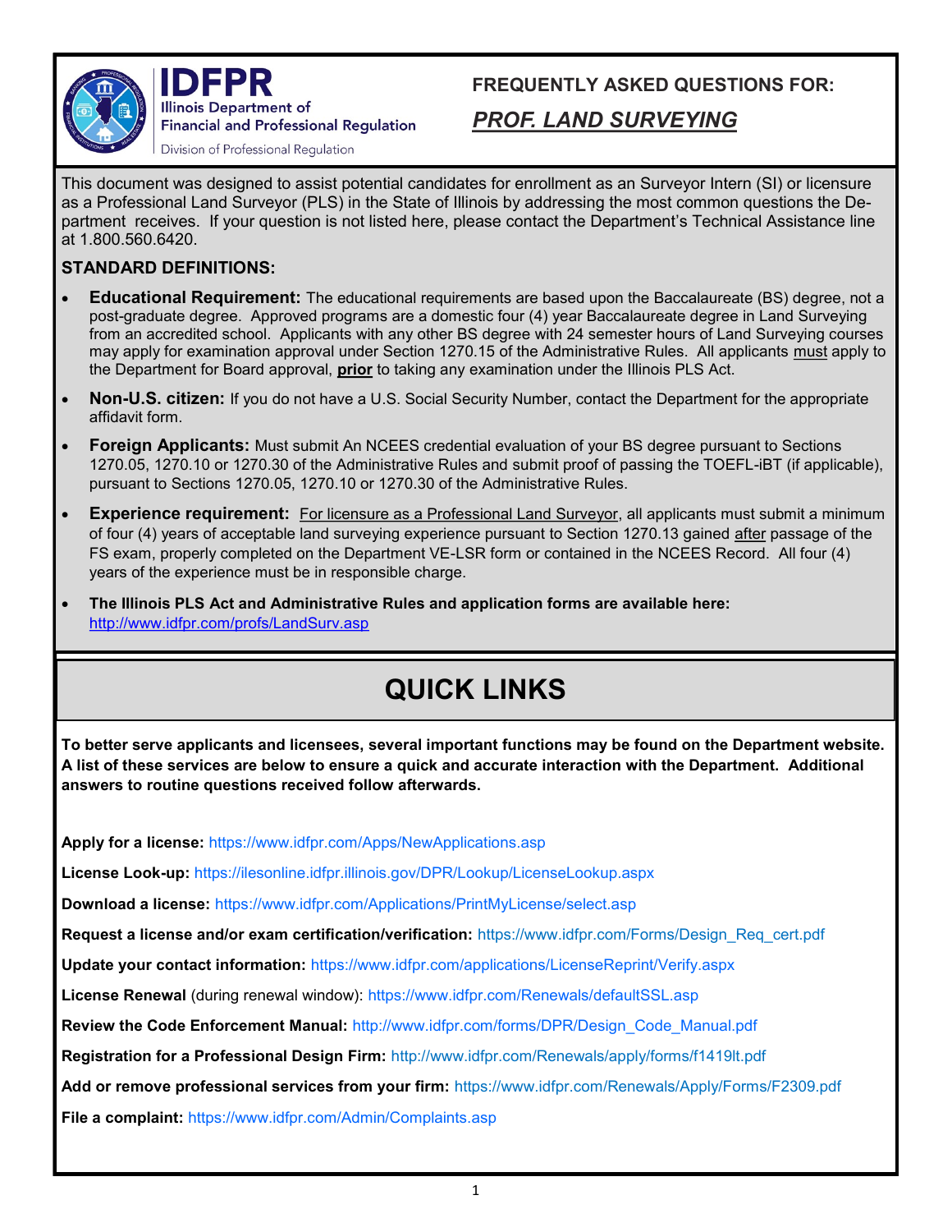# IDFPR

Illinois Department of Financial and Professional Regulation

Division of Professional Regulation

## FREQUENTLY ASKED QUESTIONS FOR:

## *PROF. LAND SURVEYING*

This document was designed to assist potential candidates for enrollment as an Surveyor Intern (SI) or licensure as a Professional Land Surveyor (PLS) in the State of Illinois by addressing the most common questions the Department receives. If your question is not listed here, please contact the Department's Technical Assistance line at 1.800.560.6420.

### STANDARD DEFINITIONS:

- **Educational Requirement:** The educational requirements are based upon the Baccalaureate (BS) degree, not a post-graduate degree. Approved programs are a domestic four (4) year Baccalaureate degree in Land Surveying from an accredited school. Applicants with any other BS degree with 24 semester hours of Land Surveying courses may apply for examination approval under Section 1270.15 of the Administrative Rules. All applicants must apply to the Department for Board approval, **prior** to taking any examination under the Illinois PLS Act.
- **Non-U.S. citizen:** If you do not have a U.S. Social Security Number, contact the Department for the appropriate affidavit form.
- **Foreign Applicants:** Must submit An NCEES credential evaluation of your BS degree pursuant to Sections 1270.05, 1270.10 or 1270.30 of the Administrative Rules and submit proof of passing the TOEFL-iBT (if applicable), pursuant to Sections 1270.05, 1270.10 or 1270.30 of the Administrative Rules.
- **Experience requirement:** For licensure as a Professional Land Surveyor, all applicants must submit a minimum of four (4) years of acceptable land surveying experience pursuant to Section 1270.13 gained after passage of the FS exam, properly completed on the Department VE-LSR form or contained in the NCEES Record. All four (4) years of the experience must be in responsible charge.
- **The Illinois PLS Act and Administrative Rules and application forms are available here:** http://www.idfpr.com/profs/LandSurv.asp

## QUICK LINKS

**To better serve applicants and licensees, several important functions may be found on the Department website. A list of these services are below to ensure a quick and accurate interaction with the Department. Additional answers to routine questions received follow afterwards.**

**Apply for a license:** https://www.idfpr.com/Apps/NewApplications.asp

**License Look-up:** https://ilesonline.idfpr.illinois.gov/DPR/Lookup/LicenseLookup.aspx

**Download a license:** https://www.idfpr.com/Applications/PrintMyLicense/select.asp

**Request a license and/or exam certification/verification:** https://www.idfpr.com/Forms/Design_Req_cert.pdf

**Update your contact information:** https://www.idfpr.com/applications/LicenseReprint/Verify.aspx

**License Renewal** (during renewal window): https://www.idfpr.com/Renewals/defaultSSL.asp

**Review the Code Enforcement Manual:** http://www.idfpr.com/forms/DPR/Design_Code_Manual.pdf

**Registration for a Professional Design Firm:** http://www.idfpr.com/Renewals/apply/forms/f1419lt.pdf

**Add or remove professional services from your firm:** https://www.idfpr.com/Renewals/Apply/Forms/F2309.pdf

**File a complaint:** https://www.idfpr.com/Admin/Complaints.asp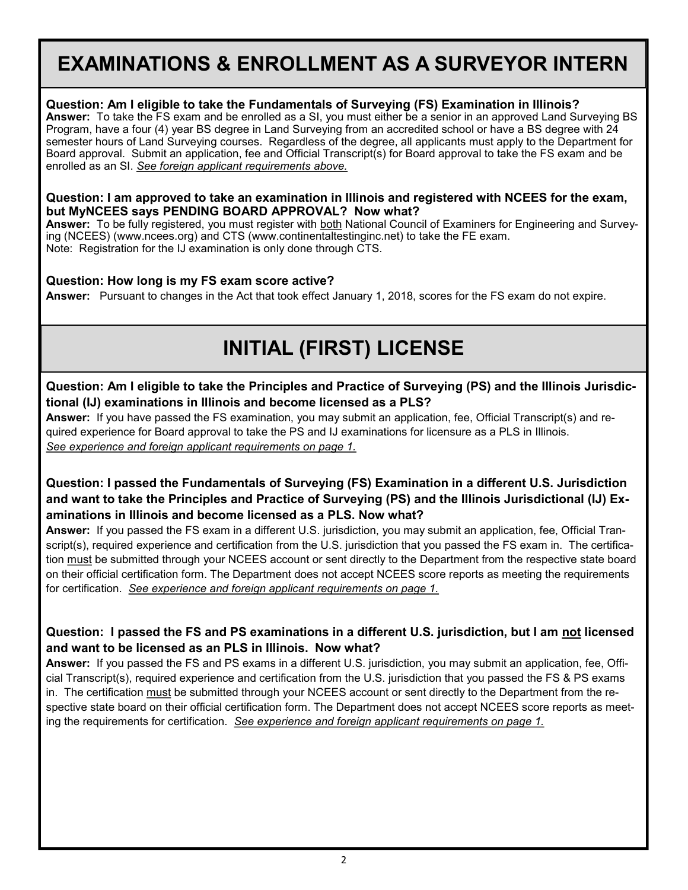# EXAMINATIONS & ENROLLMENT AS A SURVEYOR INTERN

**Question: Am I eligible to take the Fundamentals of Surveying (FS) Examination in Illinois?**
**Answer:** To take the FS exam and be enrolled as a SI, you must either be a senior in an approved Land Surveying BS Program, have a four (4) year BS degree in Land Surveying from an accredited school or have a BS degree with 24 semester hours of Land Surveying courses. Regardless of the degree, all applicants must apply to the Department for Board approval. Submit an application, fee and Official Transcript(s) for Board approval to take the FS exam and be enrolled as an SI. *See foreign applicant requirements above.*

**Question: I am approved to take an examination in Illinois and registered with NCEES for the exam, but MyNCEES says PENDING BOARD APPROVAL? Now what?**
**Answer:** To be fully registered, you must register with both National Council of Examiners for Engineering and Surveying (NCEES) (www.ncees.org) and CTS (www.continentaltestinginc.net) to take the FE exam.
Note: Registration for the IJ examination is only done through CTS.

**Question: How long is my FS exam score active?**
**Answer:** Pursuant to changes in the Act that took effect January 1, 2018, scores for the FS exam do not expire.

# INITIAL (FIRST) LICENSE

**Question: Am I eligible to take the Principles and Practice of Surveying (PS) and the Illinois Jurisdictional (IJ) examinations in Illinois and become licensed as a PLS?**
**Answer:** If you have passed the FS examination, you may submit an application, fee, Official Transcript(s) and required experience for Board approval to take the PS and IJ examinations for licensure as a PLS in Illinois.
*See experience and foreign applicant requirements on page 1.*

**Question: I passed the Fundamentals of Surveying (FS) Examination in a different U.S. Jurisdiction and want to take the Principles and Practice of Surveying (PS) and the Illinois Jurisdictional (IJ) Examinations in Illinois and become licensed as a PLS. Now what?**
**Answer:** If you passed the FS exam in a different U.S. jurisdiction, you may submit an application, fee, Official Transcript(s), required experience and certification from the U.S. jurisdiction that you passed the FS exam in. The certification must be submitted through your NCEES account or sent directly to the Department from the respective state board on their official certification form. The Department does not accept NCEES score reports as meeting the requirements for certification. *See experience and foreign applicant requirements on page 1.*

**Question: I passed the FS and PS examinations in a different U.S. jurisdiction, but I am not licensed and want to be licensed as an PLS in Illinois. Now what?**
**Answer:** If you passed the FS and PS exams in a different U.S. jurisdiction, you may submit an application, fee, Official Transcript(s), required experience and certification from the U.S. jurisdiction that you passed the FS & PS exams in. The certification must be submitted through your NCEES account or sent directly to the Department from the respective state board on their official certification form. The Department does not accept NCEES score reports as meeting the requirements for certification. *See experience and foreign applicant requirements on page 1.*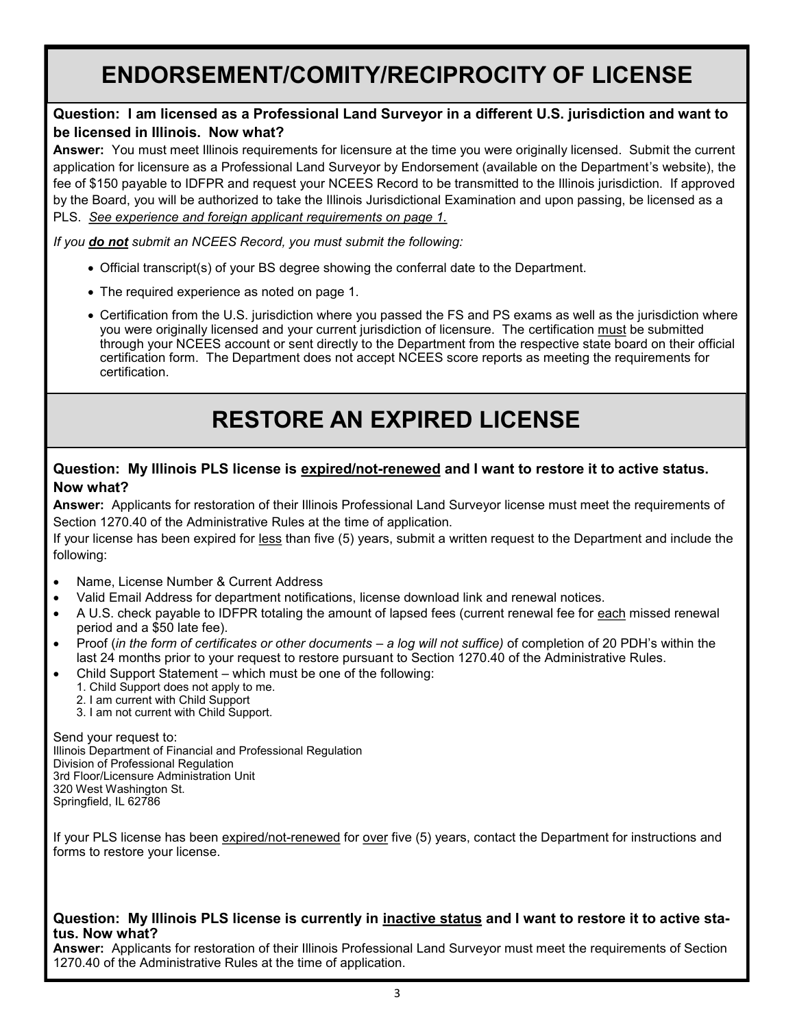# ENDORSEMENT/COMITY/RECIPROCITY OF LICENSE

**Question: I am licensed as a Professional Land Surveyor in a different U.S. jurisdiction and want to be licensed in Illinois. Now what?**

**Answer:** You must meet Illinois requirements for licensure at the time you were originally licensed. Submit the current application for licensure as a Professional Land Surveyor by Endorsement (available on the Department's website), the fee of $150 payable to IDFPR and request your NCEES Record to be transmitted to the Illinois jurisdiction. If approved by the Board, you will be authorized to take the Illinois Jurisdictional Examination and upon passing, be licensed as a PLS. *See experience and foreign applicant requirements on page 1.*

*If you **do not** submit an NCEES Record, you must submit the following:*

- Official transcript(s) of your BS degree showing the conferral date to the Department.
- The required experience as noted on page 1.
- Certification from the U.S. jurisdiction where you passed the FS and PS exams as well as the jurisdiction where you were originally licensed and your current jurisdiction of licensure. The certification must be submitted through your NCEES account or sent directly to the Department from the respective state board on their official certification form. The Department does not accept NCEES score reports as meeting the requirements for certification.

# RESTORE AN EXPIRED LICENSE

**Question: My Illinois PLS license is expired/not-renewed and I want to restore it to active status. Now what?**

**Answer:** Applicants for restoration of their Illinois Professional Land Surveyor license must meet the requirements of Section 1270.40 of the Administrative Rules at the time of application.

If your license has been expired for less than five (5) years, submit a written request to the Department and include the following:

- Name, License Number & Current Address
- Valid Email Address for department notifications, license download link and renewal notices.
- A U.S. check payable to IDFPR totaling the amount of lapsed fees (current renewal fee for each missed renewal period and a $50 late fee).
- Proof (*in the form of certificates or other documents – a log will not suffice)* of completion of 20 PDH's within the last 24 months prior to your request to restore pursuant to Section 1270.40 of the Administrative Rules.
- Child Support Statement – which must be one of the following:
  1. Child Support does not apply to me.
  2. I am current with Child Support
  3. I am not current with Child Support.

Send your request to:
Illinois Department of Financial and Professional Regulation
Division of Professional Regulation
3rd Floor/Licensure Administration Unit
320 West Washington St.
Springfield, IL 62786

If your PLS license has been expired/not-renewed for over five (5) years, contact the Department for instructions and forms to restore your license.

**Question: My Illinois PLS license is currently in inactive status and I want to restore it to active status. Now what?**

**Answer:** Applicants for restoration of their Illinois Professional Land Surveyor must meet the requirements of Section 1270.40 of the Administrative Rules at the time of application.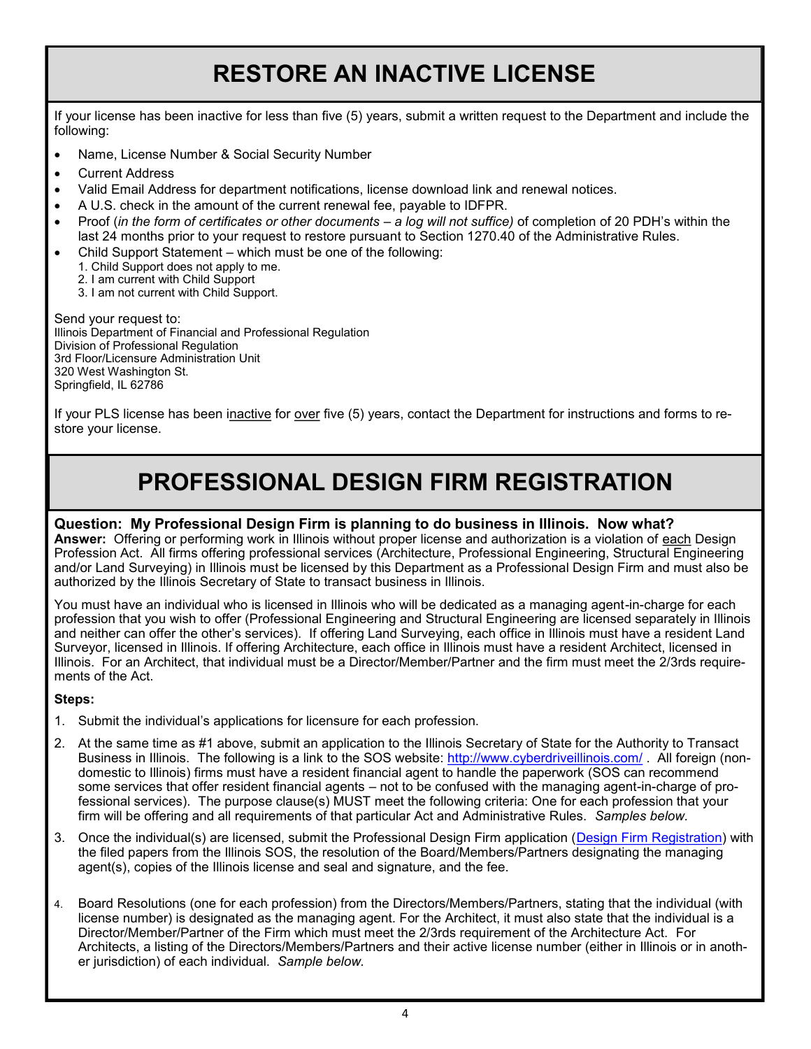# RESTORE AN INACTIVE LICENSE

If your license has been inactive for less than five (5) years, submit a written request to the Department and include the following:

- Name, License Number & Social Security Number
- Current Address
- Valid Email Address for department notifications, license download link and renewal notices.
- A U.S. check in the amount of the current renewal fee, payable to IDFPR.
- Proof (*in the form of certificates or other documents – a log will not suffice)* of completion of 20 PDH's within the last 24 months prior to your request to restore pursuant to Section 1270.40 of the Administrative Rules.
- Child Support Statement – which must be one of the following:
  1. Child Support does not apply to me.
  2. I am current with Child Support
  3. I am not current with Child Support.

Send your request to:
Illinois Department of Financial and Professional Regulation
Division of Professional Regulation
3rd Floor/Licensure Administration Unit
320 West Washington St.
Springfield, IL 62786

If your PLS license has been inactive for over five (5) years, contact the Department for instructions and forms to restore your license.

# PROFESSIONAL DESIGN FIRM REGISTRATION

**Question: My Professional Design Firm is planning to do business in Illinois. Now what?**
**Answer:** Offering or performing work in Illinois without proper license and authorization is a violation of each Design Profession Act. All firms offering professional services (Architecture, Professional Engineering, Structural Engineering and/or Land Surveying) in Illinois must be licensed by this Department as a Professional Design Firm and must also be authorized by the Illinois Secretary of State to transact business in Illinois.

You must have an individual who is licensed in Illinois who will be dedicated as a managing agent-in-charge for each profession that you wish to offer (Professional Engineering and Structural Engineering are licensed separately in Illinois and neither can offer the other's services). If offering Land Surveying, each office in Illinois must have a resident Land Surveyor, licensed in Illinois. If offering Architecture, each office in Illinois must have a resident Architect, licensed in Illinois. For an Architect, that individual must be a Director/Member/Partner and the firm must meet the 2/3rds requirements of the Act.

**Steps:**

1. Submit the individual's applications for licensure for each profession.
2. At the same time as #1 above, submit an application to the Illinois Secretary of State for the Authority to Transact Business in Illinois. The following is a link to the SOS website: http://www.cyberdriveillinois.com/ . All foreign (non-domestic to Illinois) firms must have a resident financial agent to handle the paperwork (SOS can recommend some services that offer resident financial agents – not to be confused with the managing agent-in-charge of professional services). The purpose clause(s) MUST meet the following criteria: One for each profession that your firm will be offering and all requirements of that particular Act and Administrative Rules. *Samples below.*
3. Once the individual(s) are licensed, submit the Professional Design Firm application (Design Firm Registration) with the filed papers from the Illinois SOS, the resolution of the Board/Members/Partners designating the managing agent(s), copies of the Illinois license and seal and signature, and the fee.
4. Board Resolutions (one for each profession) from the Directors/Members/Partners, stating that the individual (with license number) is designated as the managing agent. For the Architect, it must also state that the individual is a Director/Member/Partner of the Firm which must meet the 2/3rds requirement of the Architecture Act. For Architects, a listing of the Directors/Members/Partners and their active license number (either in Illinois or in another jurisdiction) of each individual. *Sample below.*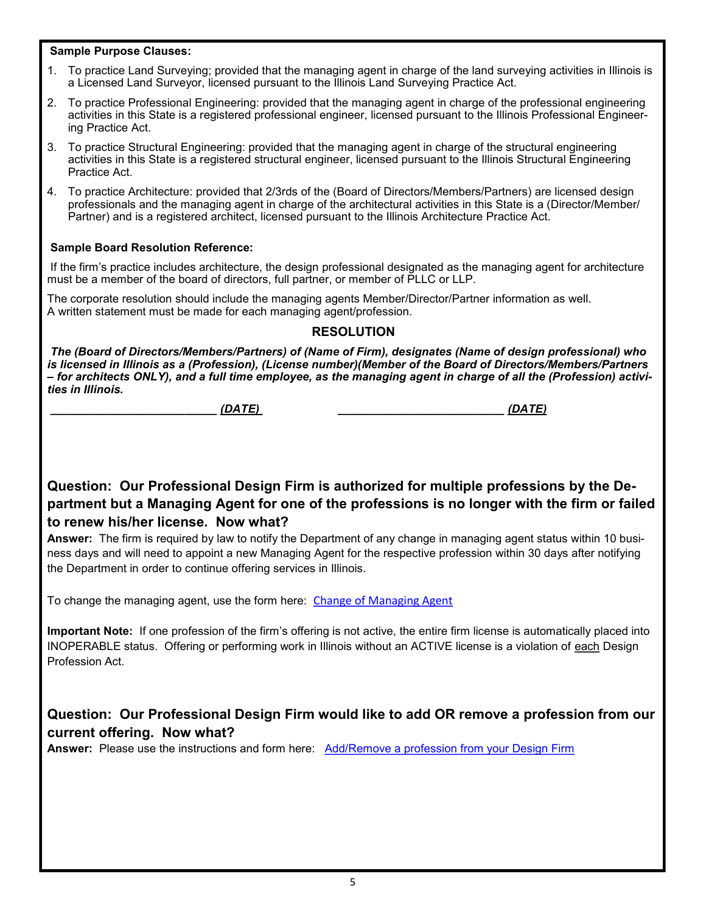**Sample Purpose Clauses:**

1. To practice Land Surveying; provided that the managing agent in charge of the land surveying activities in Illinois is a Licensed Land Surveyor, licensed pursuant to the Illinois Land Surveying Practice Act.
2. To practice Professional Engineering: provided that the managing agent in charge of the professional engineering activities in this State is a registered professional engineer, licensed pursuant to the Illinois Professional Engineering Practice Act.
3. To practice Structural Engineering: provided that the managing agent in charge of the structural engineering activities in this State is a registered structural engineer, licensed pursuant to the Illinois Structural Engineering Practice Act.
4. To practice Architecture: provided that 2/3rds of the (Board of Directors/Members/Partners) are licensed design professionals and the managing agent in charge of the architectural activities in this State is a (Director/Member/Partner) and is a registered architect, licensed pursuant to the Illinois Architecture Practice Act.

**Sample Board Resolution Reference:**

If the firm's practice includes architecture, the design professional designated as the managing agent for architecture must be a member of the board of directors, full partner, or member of PLLC or LLP.

The corporate resolution should include the managing agents Member/Director/Partner information as well.
A written statement must be made for each managing agent/profession.

**RESOLUTION**

***The (Board of Directors/Members/Partners) of (Name of Firm), designates (Name of design professional) who is licensed in Illinois as a (Profession), (License number)(Member of the Board of Directors/Members/Partners – for architects ONLY), and a full time employee, as the managing agent in charge of all the (Profession) activities in Illinois.***

***__________________________ (DATE)*** ***__________________________ (DATE)***

## Question: Our Professional Design Firm is authorized for multiple professions by the Department but a Managing Agent for one of the professions is no longer with the firm or failed to renew his/her license. Now what?

**Answer:** The firm is required by law to notify the Department of any change in managing agent status within 10 business days and will need to appoint a new Managing Agent for the respective profession within 30 days after notifying the Department in order to continue offering services in Illinois.

To change the managing agent, use the form here: Change of Managing Agent

**Important Note:** If one profession of the firm's offering is not active, the entire firm license is automatically placed into INOPERABLE status. Offering or performing work in Illinois without an ACTIVE license is a violation of each Design Profession Act.

## Question: Our Professional Design Firm would like to add OR remove a profession from our current offering. Now what?

**Answer:** Please use the instructions and form here: Add/Remove a profession from your Design Firm